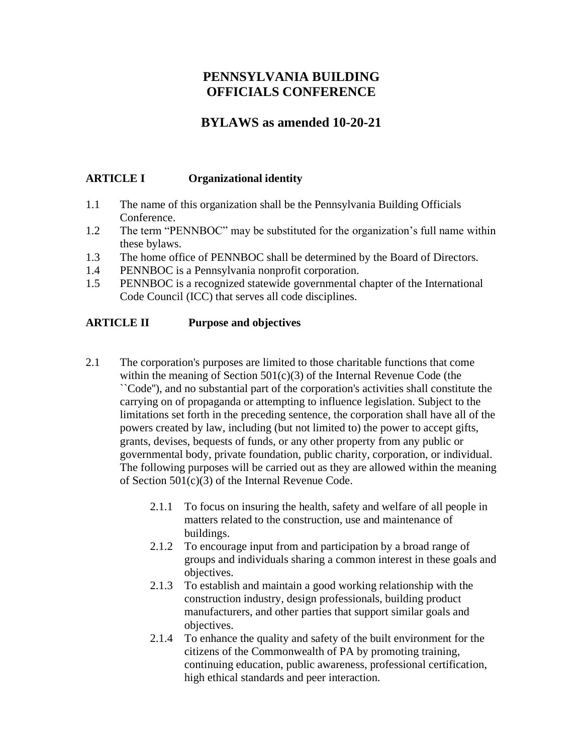# PENNSYLVANIA BUILDING OFFICIALS CONFERENCE

## BYLAWS as amended 10-20-21

### ARTICLE I Organizational identity

1.1 The name of this organization shall be the Pennsylvania Building Officials Conference.

1.2 The term "PENNBOC" may be substituted for the organization's full name within these bylaws.

1.3 The home office of PENNBOC shall be determined by the Board of Directors.

1.4 PENNBOC is a Pennsylvania nonprofit corporation.

1.5 PENNBOC is a recognized statewide governmental chapter of the International Code Council (ICC) that serves all code disciplines.

### ARTICLE II Purpose and objectives

2.1 The corporation's purposes are limited to those charitable functions that come within the meaning of Section 501(c)(3) of the Internal Revenue Code (the ``Code''), and no substantial part of the corporation's activities shall constitute the carrying on of propaganda or attempting to influence legislation. Subject to the limitations set forth in the preceding sentence, the corporation shall have all of the powers created by law, including (but not limited to) the power to accept gifts, grants, devises, bequests of funds, or any other property from any public or governmental body, private foundation, public charity, corporation, or individual. The following purposes will be carried out as they are allowed within the meaning of Section 501(c)(3) of the Internal Revenue Code.

- 2.1.1 To focus on insuring the health, safety and welfare of all people in matters related to the construction, use and maintenance of buildings.
- 2.1.2 To encourage input from and participation by a broad range of groups and individuals sharing a common interest in these goals and objectives.
- 2.1.3 To establish and maintain a good working relationship with the construction industry, design professionals, building product manufacturers, and other parties that support similar goals and objectives.
- 2.1.4 To enhance the quality and safety of the built environment for the citizens of the Commonwealth of PA by promoting training, continuing education, public awareness, professional certification, high ethical standards and peer interaction.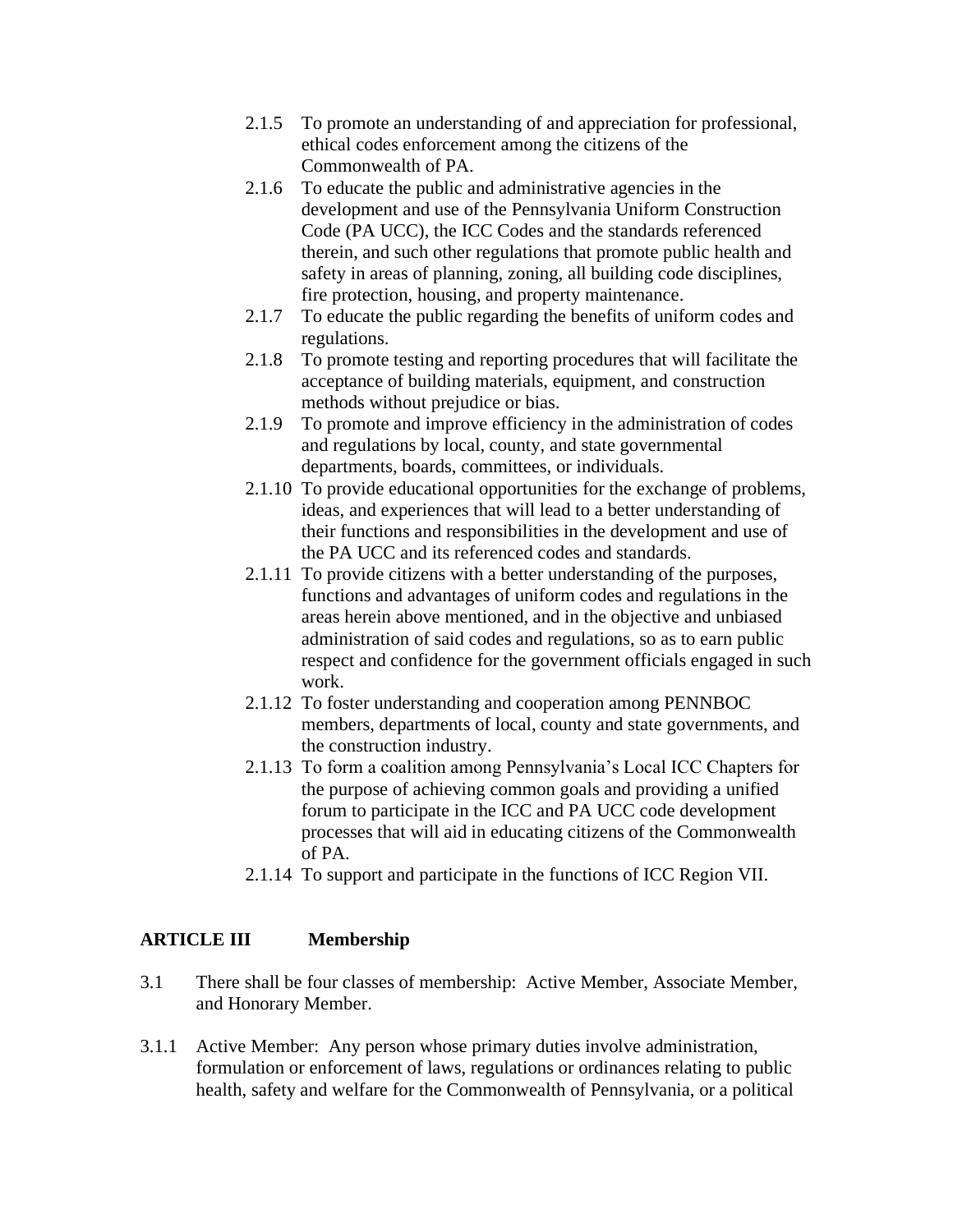2.1.5 To promote an understanding of and appreciation for professional, ethical codes enforcement among the citizens of the Commonwealth of PA.

2.1.6 To educate the public and administrative agencies in the development and use of the Pennsylvania Uniform Construction Code (PA UCC), the ICC Codes and the standards referenced therein, and such other regulations that promote public health and safety in areas of planning, zoning, all building code disciplines, fire protection, housing, and property maintenance.

2.1.7 To educate the public regarding the benefits of uniform codes and regulations.

2.1.8 To promote testing and reporting procedures that will facilitate the acceptance of building materials, equipment, and construction methods without prejudice or bias.

2.1.9 To promote and improve efficiency in the administration of codes and regulations by local, county, and state governmental departments, boards, committees, or individuals.

2.1.10 To provide educational opportunities for the exchange of problems, ideas, and experiences that will lead to a better understanding of their functions and responsibilities in the development and use of the PA UCC and its referenced codes and standards.

2.1.11 To provide citizens with a better understanding of the purposes, functions and advantages of uniform codes and regulations in the areas herein above mentioned, and in the objective and unbiased administration of said codes and regulations, so as to earn public respect and confidence for the government officials engaged in such work.

2.1.12 To foster understanding and cooperation among PENNBOC members, departments of local, county and state governments, and the construction industry.

2.1.13 To form a coalition among Pennsylvania's Local ICC Chapters for the purpose of achieving common goals and providing a unified forum to participate in the ICC and PA UCC code development processes that will aid in educating citizens of the Commonwealth of PA.

2.1.14 To support and participate in the functions of ICC Region VII.

## ARTICLE III Membership

3.1 There shall be four classes of membership: Active Member, Associate Member, and Honorary Member.

3.1.1 Active Member: Any person whose primary duties involve administration, formulation or enforcement of laws, regulations or ordinances relating to public health, safety and welfare for the Commonwealth of Pennsylvania, or a political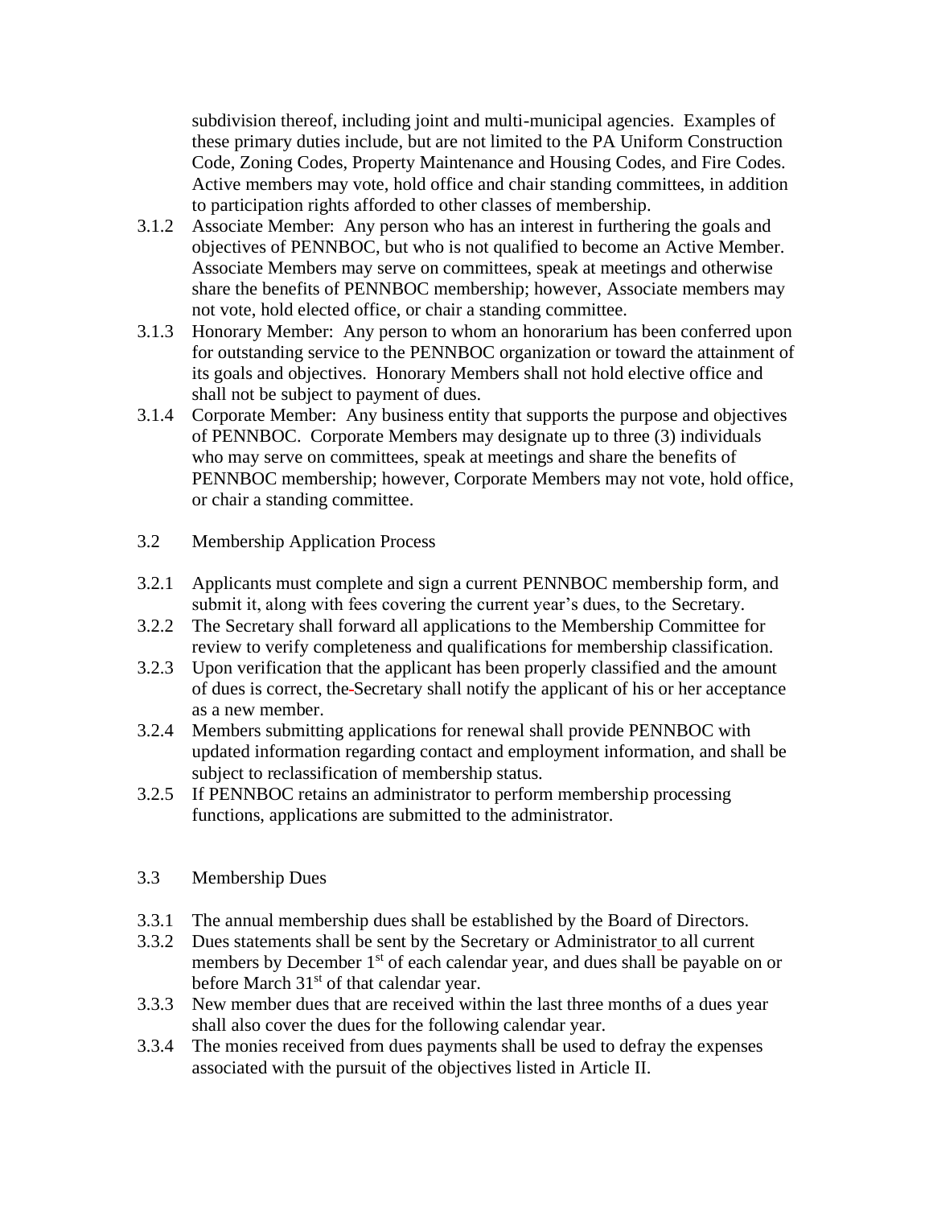subdivision thereof, including joint and multi-municipal agencies. Examples of these primary duties include, but are not limited to the PA Uniform Construction Code, Zoning Codes, Property Maintenance and Housing Codes, and Fire Codes. Active members may vote, hold office and chair standing committees, in addition to participation rights afforded to other classes of membership.

3.1.2 Associate Member: Any person who has an interest in furthering the goals and objectives of PENNBOC, but who is not qualified to become an Active Member. Associate Members may serve on committees, speak at meetings and otherwise share the benefits of PENNBOC membership; however, Associate members may not vote, hold elected office, or chair a standing committee.

3.1.3 Honorary Member: Any person to whom an honorarium has been conferred upon for outstanding service to the PENNBOC organization or toward the attainment of its goals and objectives. Honorary Members shall not hold elective office and shall not be subject to payment of dues.

3.1.4 Corporate Member: Any business entity that supports the purpose and objectives of PENNBOC. Corporate Members may designate up to three (3) individuals who may serve on committees, speak at meetings and share the benefits of PENNBOC membership; however, Corporate Members may not vote, hold office, or chair a standing committee.

3.2 Membership Application Process

3.2.1 Applicants must complete and sign a current PENNBOC membership form, and submit it, along with fees covering the current year's dues, to the Secretary.

3.2.2 The Secretary shall forward all applications to the Membership Committee for review to verify completeness and qualifications for membership classification.

3.2.3 Upon verification that the applicant has been properly classified and the amount of dues is correct, the Secretary shall notify the applicant of his or her acceptance as a new member.

3.2.4 Members submitting applications for renewal shall provide PENNBOC with updated information regarding contact and employment information, and shall be subject to reclassification of membership status.

3.2.5 If PENNBOC retains an administrator to perform membership processing functions, applications are submitted to the administrator.

3.3 Membership Dues

3.3.1 The annual membership dues shall be established by the Board of Directors.

3.3.2 Dues statements shall be sent by the Secretary or Administrator to all current members by December 1st of each calendar year, and dues shall be payable on or before March 31st of that calendar year.

3.3.3 New member dues that are received within the last three months of a dues year shall also cover the dues for the following calendar year.

3.3.4 The monies received from dues payments shall be used to defray the expenses associated with the pursuit of the objectives listed in Article II.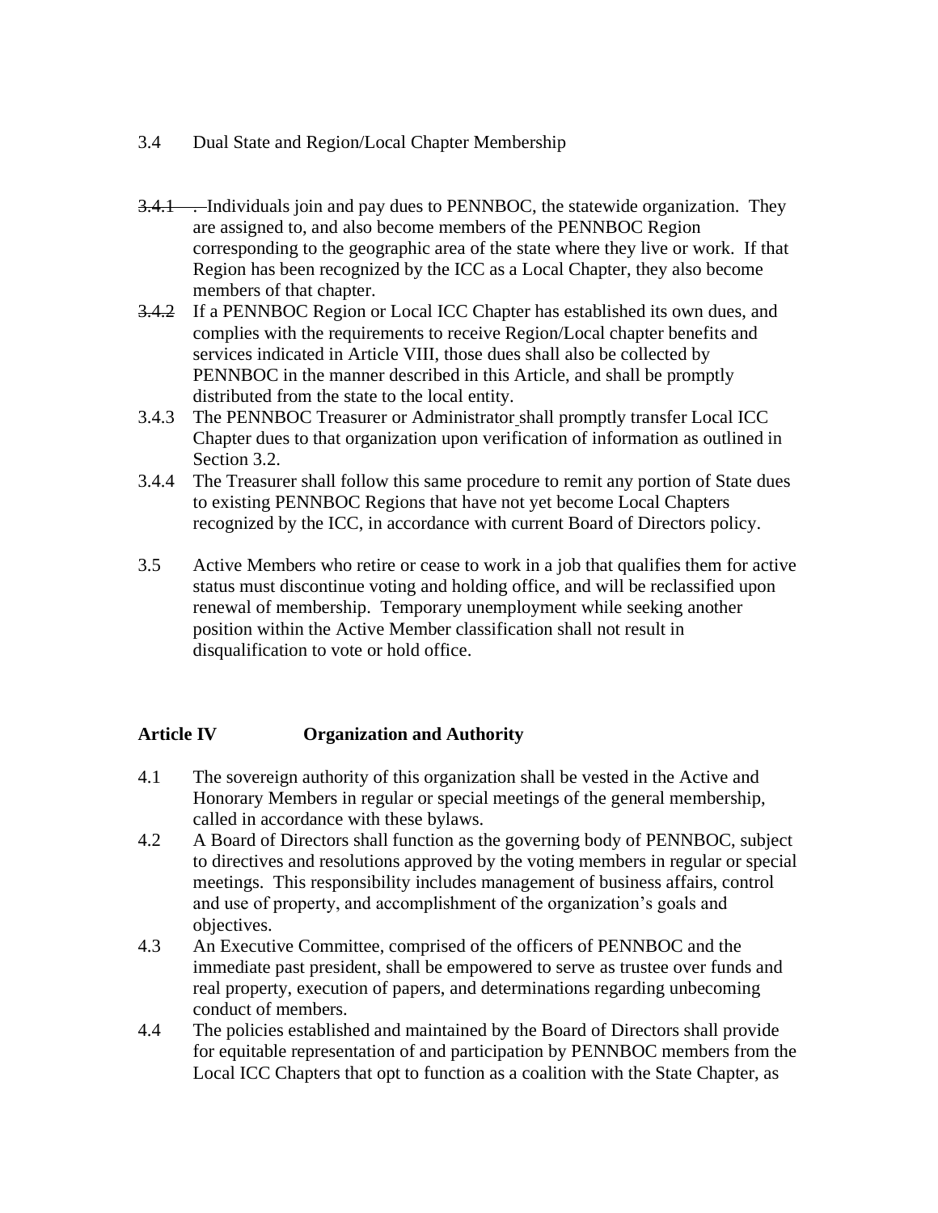3.4 Dual State and Region/Local Chapter Membership

3.4.1 . Individuals join and pay dues to PENNBOC, the statewide organization. They are assigned to, and also become members of the PENNBOC Region corresponding to the geographic area of the state where they live or work. If that Region has been recognized by the ICC as a Local Chapter, they also become members of that chapter.

3.4.2 If a PENNBOC Region or Local ICC Chapter has established its own dues, and complies with the requirements to receive Region/Local chapter benefits and services indicated in Article VIII, those dues shall also be collected by PENNBOC in the manner described in this Article, and shall be promptly distributed from the state to the local entity.

3.4.3 The PENNBOC Treasurer or Administrator shall promptly transfer Local ICC Chapter dues to that organization upon verification of information as outlined in Section 3.2.

3.4.4 The Treasurer shall follow this same procedure to remit any portion of State dues to existing PENNBOC Regions that have not yet become Local Chapters recognized by the ICC, in accordance with current Board of Directors policy.

3.5 Active Members who retire or cease to work in a job that qualifies them for active status must discontinue voting and holding office, and will be reclassified upon renewal of membership. Temporary unemployment while seeking another position within the Active Member classification shall not result in disqualification to vote or hold office.

## Article IV Organization and Authority

4.1 The sovereign authority of this organization shall be vested in the Active and Honorary Members in regular or special meetings of the general membership, called in accordance with these bylaws.

4.2 A Board of Directors shall function as the governing body of PENNBOC, subject to directives and resolutions approved by the voting members in regular or special meetings. This responsibility includes management of business affairs, control and use of property, and accomplishment of the organization's goals and objectives.

4.3 An Executive Committee, comprised of the officers of PENNBOC and the immediate past president, shall be empowered to serve as trustee over funds and real property, execution of papers, and determinations regarding unbecoming conduct of members.

4.4 The policies established and maintained by the Board of Directors shall provide for equitable representation of and participation by PENNBOC members from the Local ICC Chapters that opt to function as a coalition with the State Chapter, as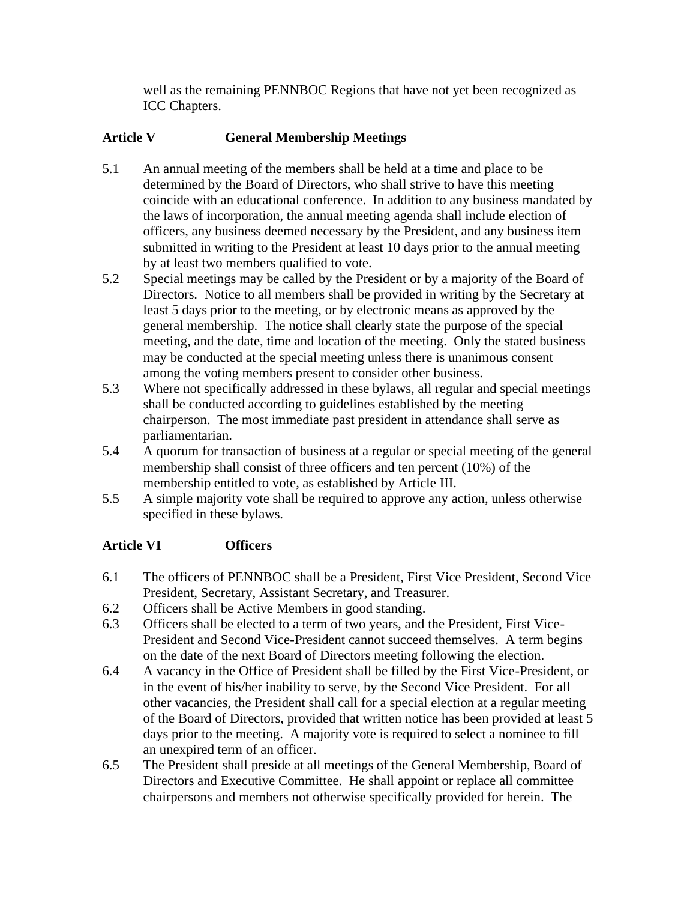well as the remaining PENNBOC Regions that have not yet been recognized as ICC Chapters.

## Article V General Membership Meetings

5.1 An annual meeting of the members shall be held at a time and place to be determined by the Board of Directors, who shall strive to have this meeting coincide with an educational conference. In addition to any business mandated by the laws of incorporation, the annual meeting agenda shall include election of officers, any business deemed necessary by the President, and any business item submitted in writing to the President at least 10 days prior to the annual meeting by at least two members qualified to vote.

5.2 Special meetings may be called by the President or by a majority of the Board of Directors. Notice to all members shall be provided in writing by the Secretary at least 5 days prior to the meeting, or by electronic means as approved by the general membership. The notice shall clearly state the purpose of the special meeting, and the date, time and location of the meeting. Only the stated business may be conducted at the special meeting unless there is unanimous consent among the voting members present to consider other business.

5.3 Where not specifically addressed in these bylaws, all regular and special meetings shall be conducted according to guidelines established by the meeting chairperson. The most immediate past president in attendance shall serve as parliamentarian.

5.4 A quorum for transaction of business at a regular or special meeting of the general membership shall consist of three officers and ten percent (10%) of the membership entitled to vote, as established by Article III.

5.5 A simple majority vote shall be required to approve any action, unless otherwise specified in these bylaws.

## Article VI Officers

6.1 The officers of PENNBOC shall be a President, First Vice President, Second Vice President, Secretary, Assistant Secretary, and Treasurer.

6.2 Officers shall be Active Members in good standing.

6.3 Officers shall be elected to a term of two years, and the President, First Vice-President and Second Vice-President cannot succeed themselves. A term begins on the date of the next Board of Directors meeting following the election.

6.4 A vacancy in the Office of President shall be filled by the First Vice-President, or in the event of his/her inability to serve, by the Second Vice President. For all other vacancies, the President shall call for a special election at a regular meeting of the Board of Directors, provided that written notice has been provided at least 5 days prior to the meeting. A majority vote is required to select a nominee to fill an unexpired term of an officer.

6.5 The President shall preside at all meetings of the General Membership, Board of Directors and Executive Committee. He shall appoint or replace all committee chairpersons and members not otherwise specifically provided for herein. The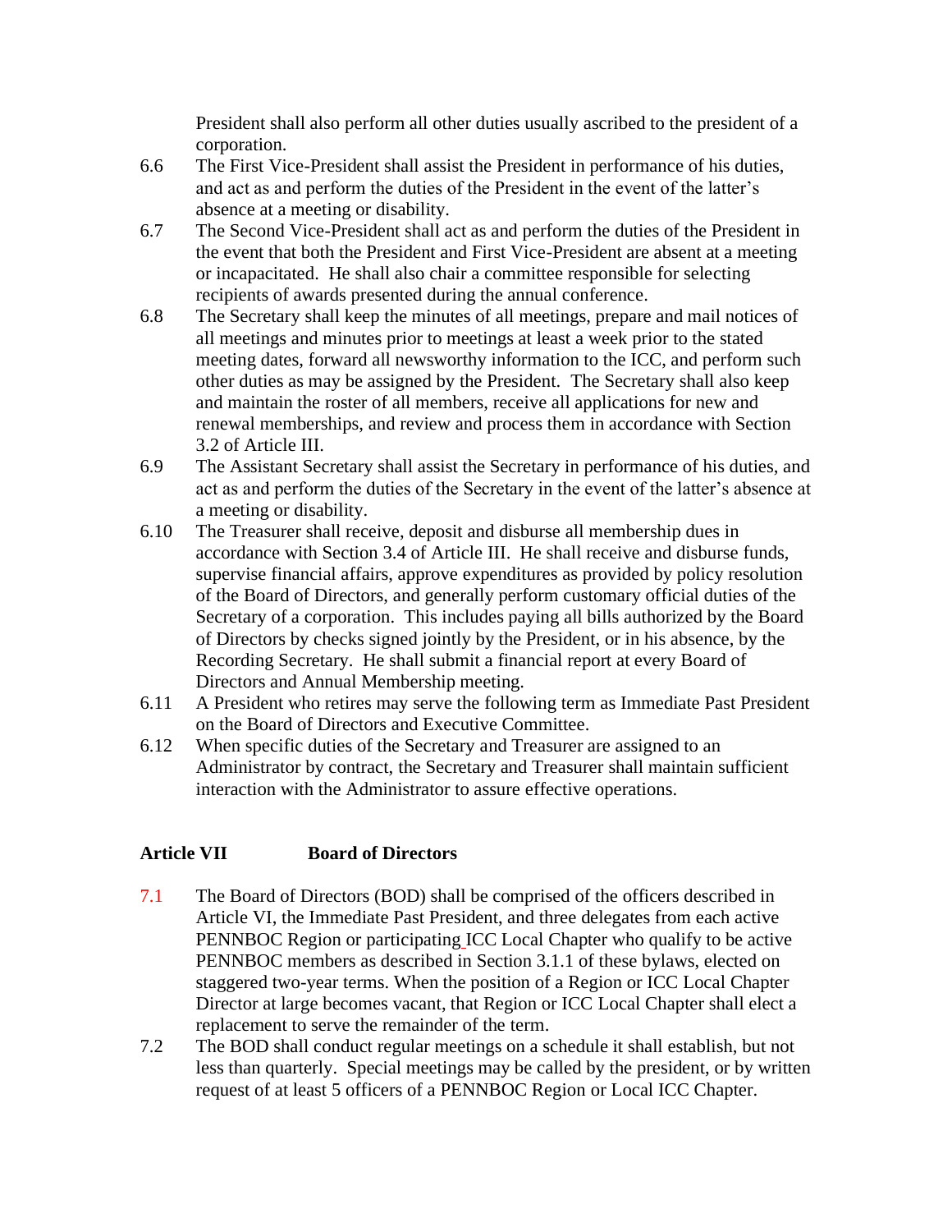President shall also perform all other duties usually ascribed to the president of a corporation.

6.6 The First Vice-President shall assist the President in performance of his duties, and act as and perform the duties of the President in the event of the latter's absence at a meeting or disability.

6.7 The Second Vice-President shall act as and perform the duties of the President in the event that both the President and First Vice-President are absent at a meeting or incapacitated. He shall also chair a committee responsible for selecting recipients of awards presented during the annual conference.

6.8 The Secretary shall keep the minutes of all meetings, prepare and mail notices of all meetings and minutes prior to meetings at least a week prior to the stated meeting dates, forward all newsworthy information to the ICC, and perform such other duties as may be assigned by the President. The Secretary shall also keep and maintain the roster of all members, receive all applications for new and renewal memberships, and review and process them in accordance with Section 3.2 of Article III.

6.9 The Assistant Secretary shall assist the Secretary in performance of his duties, and act as and perform the duties of the Secretary in the event of the latter's absence at a meeting or disability.

6.10 The Treasurer shall receive, deposit and disburse all membership dues in accordance with Section 3.4 of Article III. He shall receive and disburse funds, supervise financial affairs, approve expenditures as provided by policy resolution of the Board of Directors, and generally perform customary official duties of the Secretary of a corporation. This includes paying all bills authorized by the Board of Directors by checks signed jointly by the President, or in his absence, by the Recording Secretary. He shall submit a financial report at every Board of Directors and Annual Membership meeting.

6.11 A President who retires may serve the following term as Immediate Past President on the Board of Directors and Executive Committee.

6.12 When specific duties of the Secretary and Treasurer are assigned to an Administrator by contract, the Secretary and Treasurer shall maintain sufficient interaction with the Administrator to assure effective operations.

## Article VII Board of Directors

7.1 The Board of Directors (BOD) shall be comprised of the officers described in Article VI, the Immediate Past President, and three delegates from each active PENNBOC Region or participating ICC Local Chapter who qualify to be active PENNBOC members as described in Section 3.1.1 of these bylaws, elected on staggered two-year terms. When the position of a Region or ICC Local Chapter Director at large becomes vacant, that Region or ICC Local Chapter shall elect a replacement to serve the remainder of the term.

7.2 The BOD shall conduct regular meetings on a schedule it shall establish, but not less than quarterly. Special meetings may be called by the president, or by written request of at least 5 officers of a PENNBOC Region or Local ICC Chapter.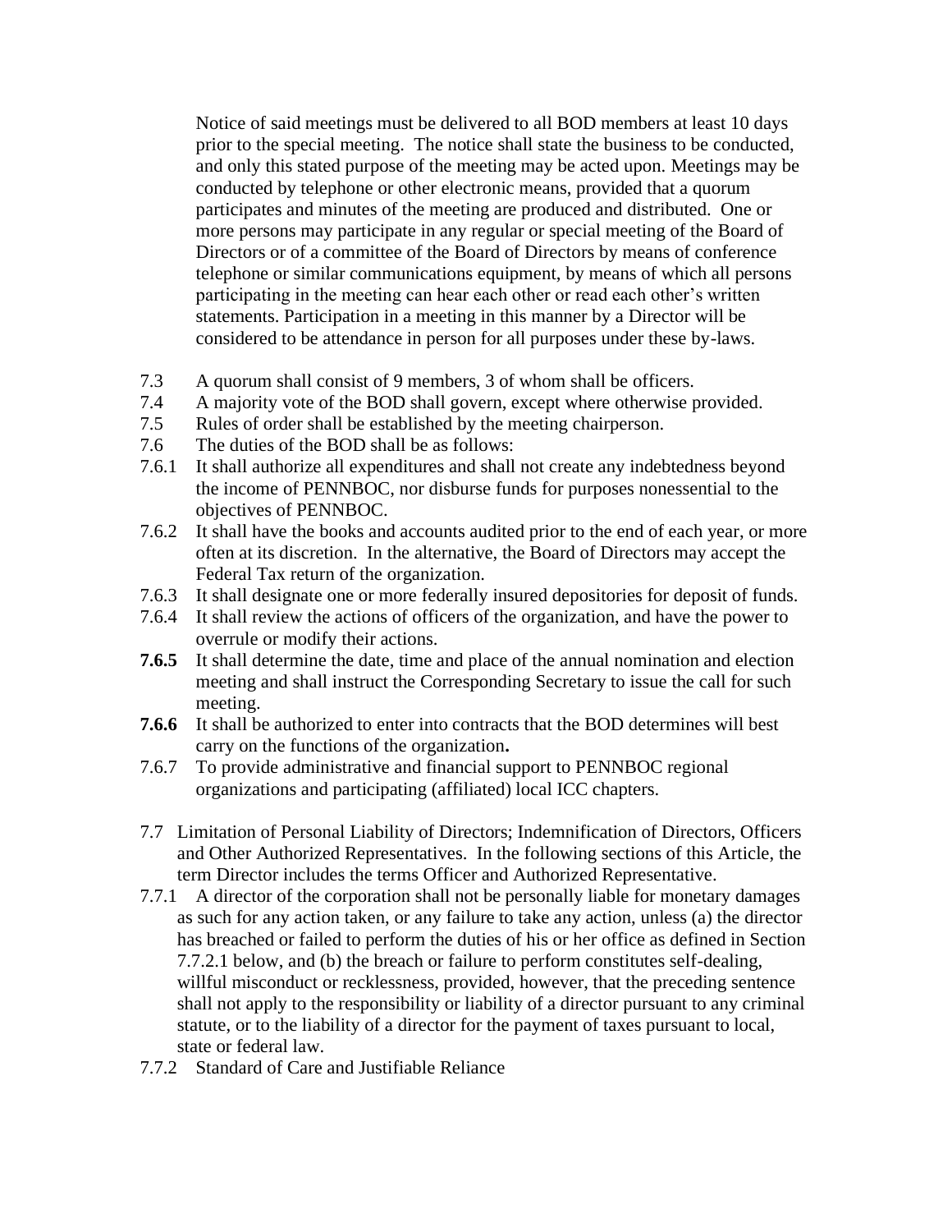Notice of said meetings must be delivered to all BOD members at least 10 days prior to the special meeting. The notice shall state the business to be conducted, and only this stated purpose of the meeting may be acted upon. Meetings may be conducted by telephone or other electronic means, provided that a quorum participates and minutes of the meeting are produced and distributed. One or more persons may participate in any regular or special meeting of the Board of Directors or of a committee of the Board of Directors by means of conference telephone or similar communications equipment, by means of which all persons participating in the meeting can hear each other or read each other's written statements. Participation in a meeting in this manner by a Director will be considered to be attendance in person for all purposes under these by-laws.

7.3 A quorum shall consist of 9 members, 3 of whom shall be officers.

7.4 A majority vote of the BOD shall govern, except where otherwise provided.

7.5 Rules of order shall be established by the meeting chairperson.

7.6 The duties of the BOD shall be as follows:

7.6.1 It shall authorize all expenditures and shall not create any indebtedness beyond the income of PENNBOC, nor disburse funds for purposes nonessential to the objectives of PENNBOC.

7.6.2 It shall have the books and accounts audited prior to the end of each year, or more often at its discretion. In the alternative, the Board of Directors may accept the Federal Tax return of the organization.

7.6.3 It shall designate one or more federally insured depositories for deposit of funds.

7.6.4 It shall review the actions of officers of the organization, and have the power to overrule or modify their actions.

**7.6.5** It shall determine the date, time and place of the annual nomination and election meeting and shall instruct the Corresponding Secretary to issue the call for such meeting.

**7.6.6** It shall be authorized to enter into contracts that the BOD determines will best carry on the functions of the organization**.**

7.6.7 To provide administrative and financial support to PENNBOC regional organizations and participating (affiliated) local ICC chapters.

7.7 Limitation of Personal Liability of Directors; Indemnification of Directors, Officers and Other Authorized Representatives. In the following sections of this Article, the term Director includes the terms Officer and Authorized Representative.

7.7.1 A director of the corporation shall not be personally liable for monetary damages as such for any action taken, or any failure to take any action, unless (a) the director has breached or failed to perform the duties of his or her office as defined in Section 7.7.2.1 below, and (b) the breach or failure to perform constitutes self-dealing, willful misconduct or recklessness, provided, however, that the preceding sentence shall not apply to the responsibility or liability of a director pursuant to any criminal statute, or to the liability of a director for the payment of taxes pursuant to local, state or federal law.

7.7.2 Standard of Care and Justifiable Reliance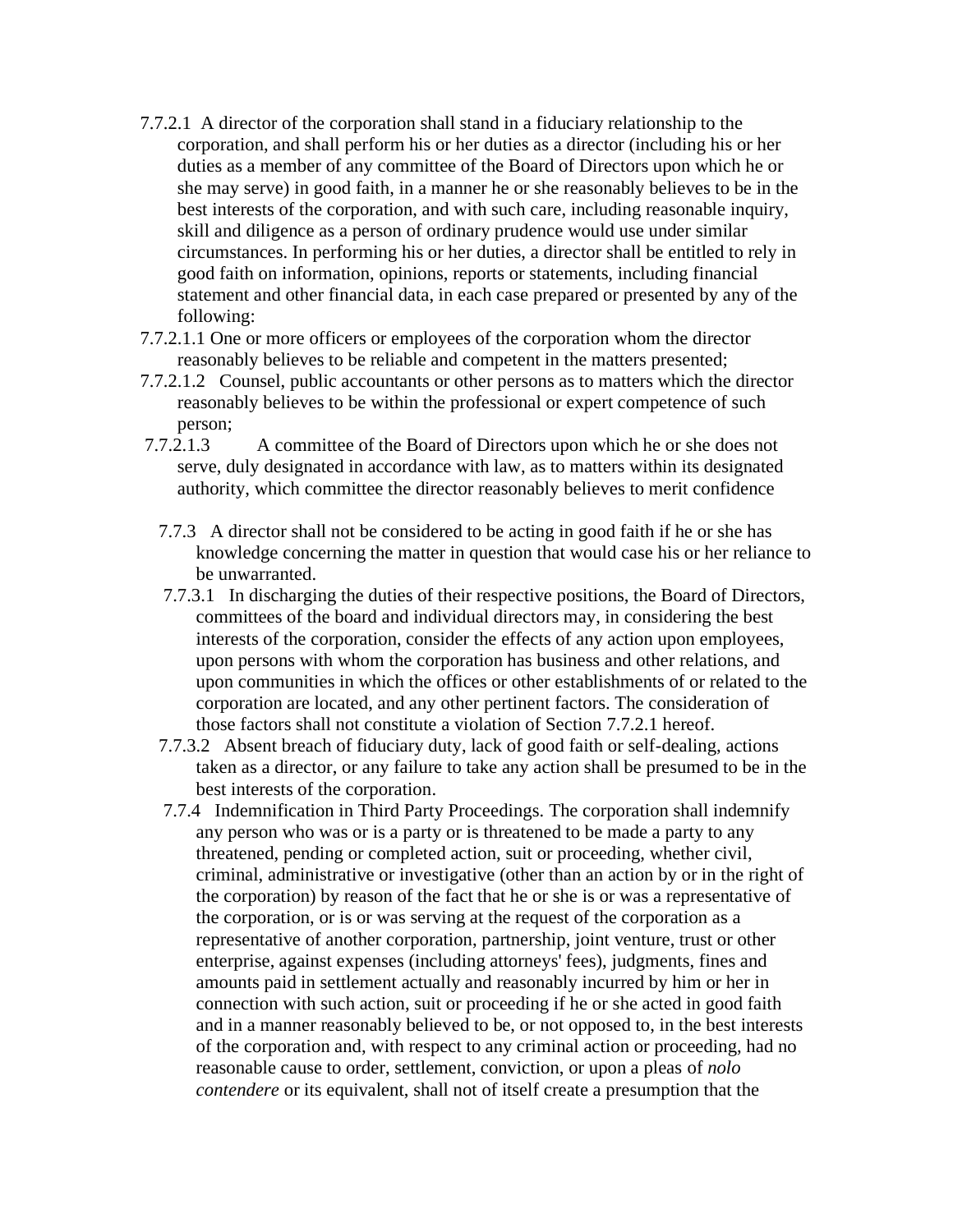7.7.2.1 A director of the corporation shall stand in a fiduciary relationship to the corporation, and shall perform his or her duties as a director (including his or her duties as a member of any committee of the Board of Directors upon which he or she may serve) in good faith, in a manner he or she reasonably believes to be in the best interests of the corporation, and with such care, including reasonable inquiry, skill and diligence as a person of ordinary prudence would use under similar circumstances. In performing his or her duties, a director shall be entitled to rely in good faith on information, opinions, reports or statements, including financial statement and other financial data, in each case prepared or presented by any of the following:

7.7.2.1.1 One or more officers or employees of the corporation whom the director reasonably believes to be reliable and competent in the matters presented;

7.7.2.1.2 Counsel, public accountants or other persons as to matters which the director reasonably believes to be within the professional or expert competence of such person;

7.7.2.1.3 A committee of the Board of Directors upon which he or she does not serve, duly designated in accordance with law, as to matters within its designated authority, which committee the director reasonably believes to merit confidence

7.7.3 A director shall not be considered to be acting in good faith if he or she has knowledge concerning the matter in question that would case his or her reliance to be unwarranted.

7.7.3.1 In discharging the duties of their respective positions, the Board of Directors, committees of the board and individual directors may, in considering the best interests of the corporation, consider the effects of any action upon employees, upon persons with whom the corporation has business and other relations, and upon communities in which the offices or other establishments of or related to the corporation are located, and any other pertinent factors. The consideration of those factors shall not constitute a violation of Section 7.7.2.1 hereof.

7.7.3.2 Absent breach of fiduciary duty, lack of good faith or self-dealing, actions taken as a director, or any failure to take any action shall be presumed to be in the best interests of the corporation.

7.7.4 Indemnification in Third Party Proceedings. The corporation shall indemnify any person who was or is a party or is threatened to be made a party to any threatened, pending or completed action, suit or proceeding, whether civil, criminal, administrative or investigative (other than an action by or in the right of the corporation) by reason of the fact that he or she is or was a representative of the corporation, or is or was serving at the request of the corporation as a representative of another corporation, partnership, joint venture, trust or other enterprise, against expenses (including attorneys' fees), judgments, fines and amounts paid in settlement actually and reasonably incurred by him or her in connection with such action, suit or proceeding if he or she acted in good faith and in a manner reasonably believed to be, or not opposed to, in the best interests of the corporation and, with respect to any criminal action or proceeding, had no reasonable cause to order, settlement, conviction, or upon a pleas of *nolo contendere* or its equivalent, shall not of itself create a presumption that the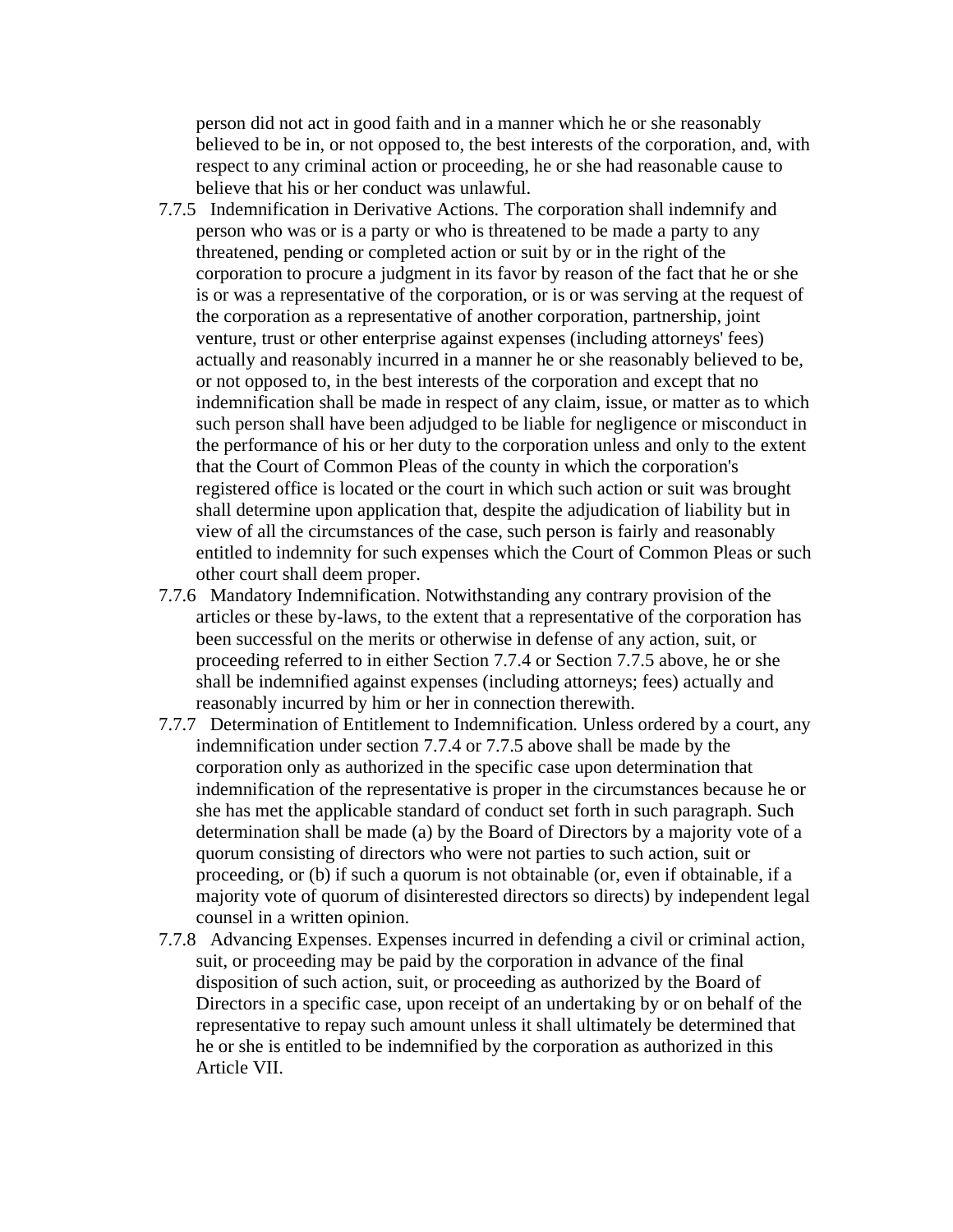person did not act in good faith and in a manner which he or she reasonably believed to be in, or not opposed to, the best interests of the corporation, and, with respect to any criminal action or proceeding, he or she had reasonable cause to believe that his or her conduct was unlawful.

7.7.5 Indemnification in Derivative Actions. The corporation shall indemnify and person who was or is a party or who is threatened to be made a party to any threatened, pending or completed action or suit by or in the right of the corporation to procure a judgment in its favor by reason of the fact that he or she is or was a representative of the corporation, or is or was serving at the request of the corporation as a representative of another corporation, partnership, joint venture, trust or other enterprise against expenses (including attorneys' fees) actually and reasonably incurred in a manner he or she reasonably believed to be, or not opposed to, in the best interests of the corporation and except that no indemnification shall be made in respect of any claim, issue, or matter as to which such person shall have been adjudged to be liable for negligence or misconduct in the performance of his or her duty to the corporation unless and only to the extent that the Court of Common Pleas of the county in which the corporation's registered office is located or the court in which such action or suit was brought shall determine upon application that, despite the adjudication of liability but in view of all the circumstances of the case, such person is fairly and reasonably entitled to indemnity for such expenses which the Court of Common Pleas or such other court shall deem proper.

7.7.6 Mandatory Indemnification. Notwithstanding any contrary provision of the articles or these by-laws, to the extent that a representative of the corporation has been successful on the merits or otherwise in defense of any action, suit, or proceeding referred to in either Section 7.7.4 or Section 7.7.5 above, he or she shall be indemnified against expenses (including attorneys; fees) actually and reasonably incurred by him or her in connection therewith.

7.7.7 Determination of Entitlement to Indemnification. Unless ordered by a court, any indemnification under section 7.7.4 or 7.7.5 above shall be made by the corporation only as authorized in the specific case upon determination that indemnification of the representative is proper in the circumstances because he or she has met the applicable standard of conduct set forth in such paragraph. Such determination shall be made (a) by the Board of Directors by a majority vote of a quorum consisting of directors who were not parties to such action, suit or proceeding, or (b) if such a quorum is not obtainable (or, even if obtainable, if a majority vote of quorum of disinterested directors so directs) by independent legal counsel in a written opinion.

7.7.8 Advancing Expenses. Expenses incurred in defending a civil or criminal action, suit, or proceeding may be paid by the corporation in advance of the final disposition of such action, suit, or proceeding as authorized by the Board of Directors in a specific case, upon receipt of an undertaking by or on behalf of the representative to repay such amount unless it shall ultimately be determined that he or she is entitled to be indemnified by the corporation as authorized in this Article VII.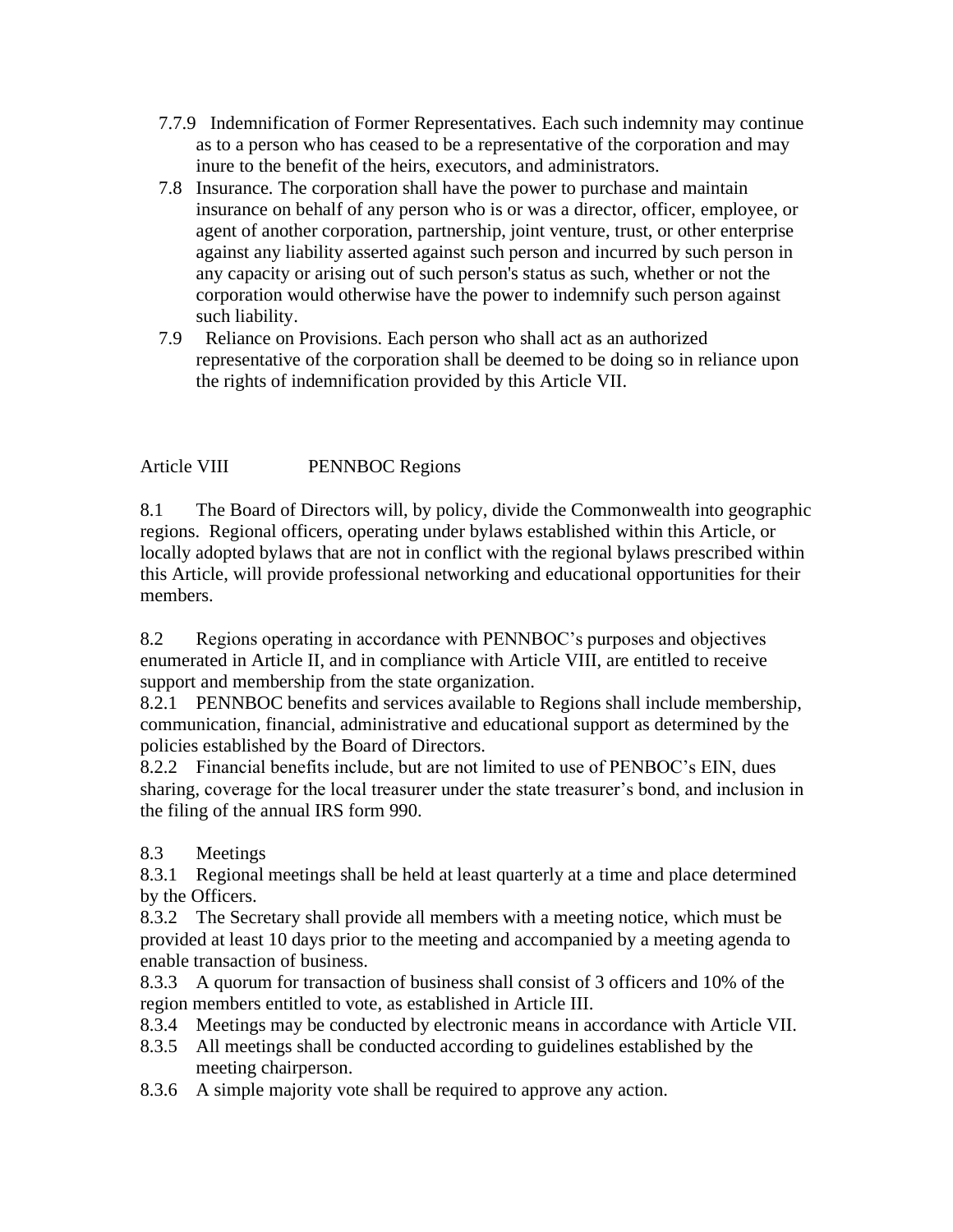7.7.9 Indemnification of Former Representatives. Each such indemnity may continue as to a person who has ceased to be a representative of the corporation and may inure to the benefit of the heirs, executors, and administrators.

7.8 Insurance. The corporation shall have the power to purchase and maintain insurance on behalf of any person who is or was a director, officer, employee, or agent of another corporation, partnership, joint venture, trust, or other enterprise against any liability asserted against such person and incurred by such person in any capacity or arising out of such person's status as such, whether or not the corporation would otherwise have the power to indemnify such person against such liability.

7.9 Reliance on Provisions. Each person who shall act as an authorized representative of the corporation shall be deemed to be doing so in reliance upon the rights of indemnification provided by this Article VII.

## Article VIII PENNBOC Regions

8.1 The Board of Directors will, by policy, divide the Commonwealth into geographic regions. Regional officers, operating under bylaws established within this Article, or locally adopted bylaws that are not in conflict with the regional bylaws prescribed within this Article, will provide professional networking and educational opportunities for their members.

8.2 Regions operating in accordance with PENNBOC's purposes and objectives enumerated in Article II, and in compliance with Article VIII, are entitled to receive support and membership from the state organization.

8.2.1 PENNBOC benefits and services available to Regions shall include membership, communication, financial, administrative and educational support as determined by the policies established by the Board of Directors.

8.2.2 Financial benefits include, but are not limited to use of PENBOC's EIN, dues sharing, coverage for the local treasurer under the state treasurer's bond, and inclusion in the filing of the annual IRS form 990.

8.3 Meetings

8.3.1 Regional meetings shall be held at least quarterly at a time and place determined by the Officers.

8.3.2 The Secretary shall provide all members with a meeting notice, which must be provided at least 10 days prior to the meeting and accompanied by a meeting agenda to enable transaction of business.

8.3.3 A quorum for transaction of business shall consist of 3 officers and 10% of the region members entitled to vote, as established in Article III.

8.3.4 Meetings may be conducted by electronic means in accordance with Article VII.

8.3.5 All meetings shall be conducted according to guidelines established by the meeting chairperson.

8.3.6 A simple majority vote shall be required to approve any action.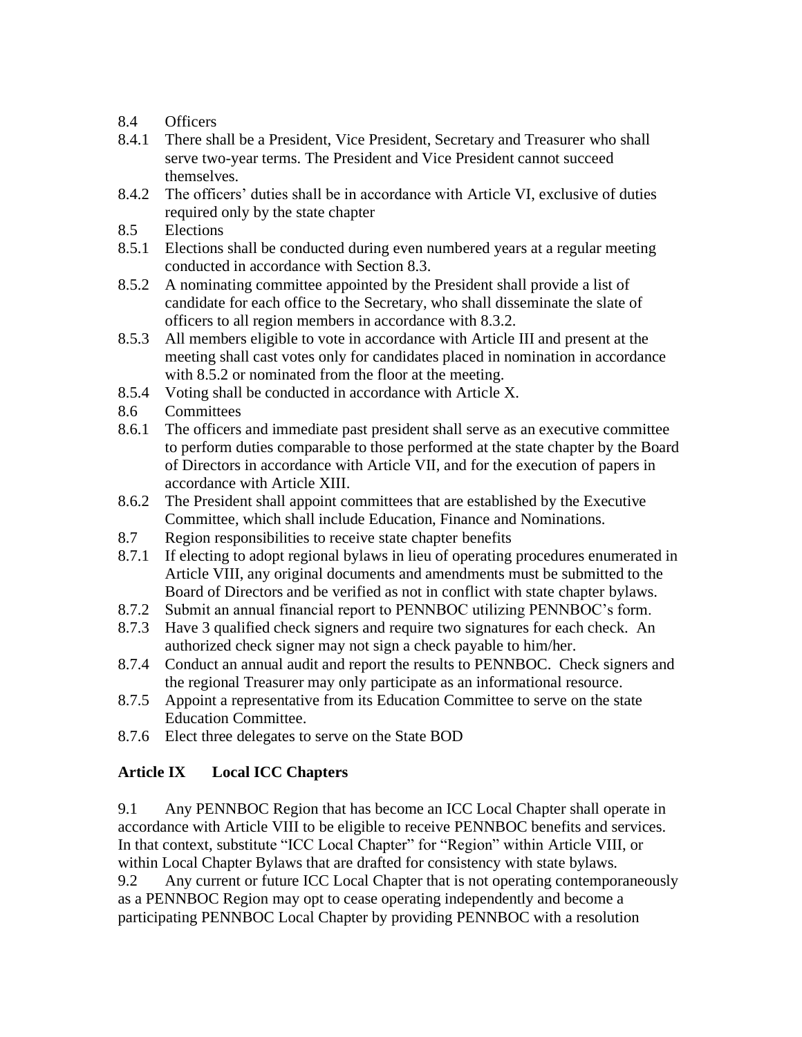8.4 Officers

8.4.1 There shall be a President, Vice President, Secretary and Treasurer who shall serve two-year terms. The President and Vice President cannot succeed themselves.

8.4.2 The officers' duties shall be in accordance with Article VI, exclusive of duties required only by the state chapter

8.5 Elections

8.5.1 Elections shall be conducted during even numbered years at a regular meeting conducted in accordance with Section 8.3.

8.5.2 A nominating committee appointed by the President shall provide a list of candidate for each office to the Secretary, who shall disseminate the slate of officers to all region members in accordance with 8.3.2.

8.5.3 All members eligible to vote in accordance with Article III and present at the meeting shall cast votes only for candidates placed in nomination in accordance with 8.5.2 or nominated from the floor at the meeting.

8.5.4 Voting shall be conducted in accordance with Article X.

8.6 Committees

8.6.1 The officers and immediate past president shall serve as an executive committee to perform duties comparable to those performed at the state chapter by the Board of Directors in accordance with Article VII, and for the execution of papers in accordance with Article XIII.

8.6.2 The President shall appoint committees that are established by the Executive Committee, which shall include Education, Finance and Nominations.

8.7 Region responsibilities to receive state chapter benefits

8.7.1 If electing to adopt regional bylaws in lieu of operating procedures enumerated in Article VIII, any original documents and amendments must be submitted to the Board of Directors and be verified as not in conflict with state chapter bylaws.

8.7.2 Submit an annual financial report to PENNBOC utilizing PENNBOC's form.

8.7.3 Have 3 qualified check signers and require two signatures for each check. An authorized check signer may not sign a check payable to him/her.

8.7.4 Conduct an annual audit and report the results to PENNBOC. Check signers and the regional Treasurer may only participate as an informational resource.

8.7.5 Appoint a representative from its Education Committee to serve on the state Education Committee.

8.7.6 Elect three delegates to serve on the State BOD

## Article IX Local ICC Chapters

9.1 Any PENNBOC Region that has become an ICC Local Chapter shall operate in accordance with Article VIII to be eligible to receive PENNBOC benefits and services. In that context, substitute "ICC Local Chapter" for "Region" within Article VIII, or within Local Chapter Bylaws that are drafted for consistency with state bylaws.

9.2 Any current or future ICC Local Chapter that is not operating contemporaneously as a PENNBOC Region may opt to cease operating independently and become a participating PENNBOC Local Chapter by providing PENNBOC with a resolution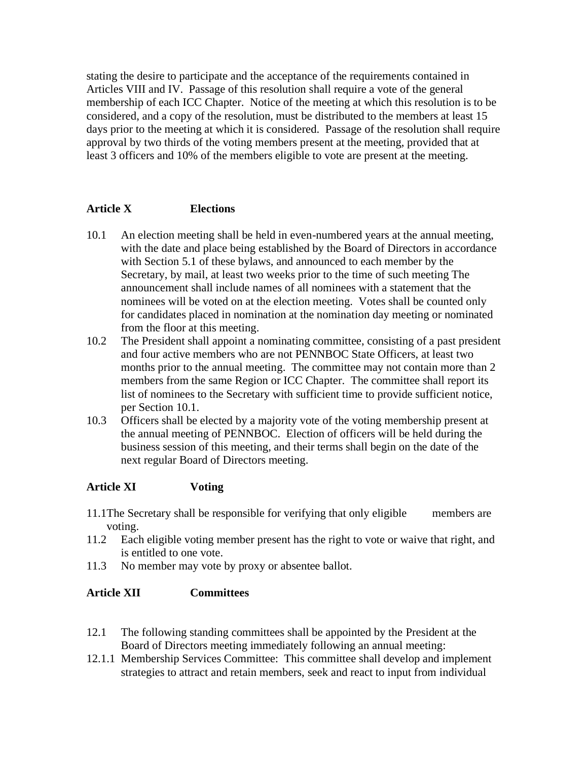stating the desire to participate and the acceptance of the requirements contained in Articles VIII and IV. Passage of this resolution shall require a vote of the general membership of each ICC Chapter. Notice of the meeting at which this resolution is to be considered, and a copy of the resolution, must be distributed to the members at least 15 days prior to the meeting at which it is considered. Passage of the resolution shall require approval by two thirds of the voting members present at the meeting, provided that at least 3 officers and 10% of the members eligible to vote are present at the meeting.

## Article X Elections

10.1 An election meeting shall be held in even-numbered years at the annual meeting, with the date and place being established by the Board of Directors in accordance with Section 5.1 of these bylaws, and announced to each member by the Secretary, by mail, at least two weeks prior to the time of such meeting The announcement shall include names of all nominees with a statement that the nominees will be voted on at the election meeting. Votes shall be counted only for candidates placed in nomination at the nomination day meeting or nominated from the floor at this meeting.

10.2 The President shall appoint a nominating committee, consisting of a past president and four active members who are not PENNBOC State Officers, at least two months prior to the annual meeting. The committee may not contain more than 2 members from the same Region or ICC Chapter. The committee shall report its list of nominees to the Secretary with sufficient time to provide sufficient notice, per Section 10.1.

10.3 Officers shall be elected by a majority vote of the voting membership present at the annual meeting of PENNBOC. Election of officers will be held during the business session of this meeting, and their terms shall begin on the date of the next regular Board of Directors meeting.

## Article XI Voting

11.1 The Secretary shall be responsible for verifying that only eligible members are voting.

11.2 Each eligible voting member present has the right to vote or waive that right, and is entitled to one vote.

11.3 No member may vote by proxy or absentee ballot.

## Article XII Committees

12.1 The following standing committees shall be appointed by the President at the Board of Directors meeting immediately following an annual meeting:

12.1.1 Membership Services Committee: This committee shall develop and implement strategies to attract and retain members, seek and react to input from individual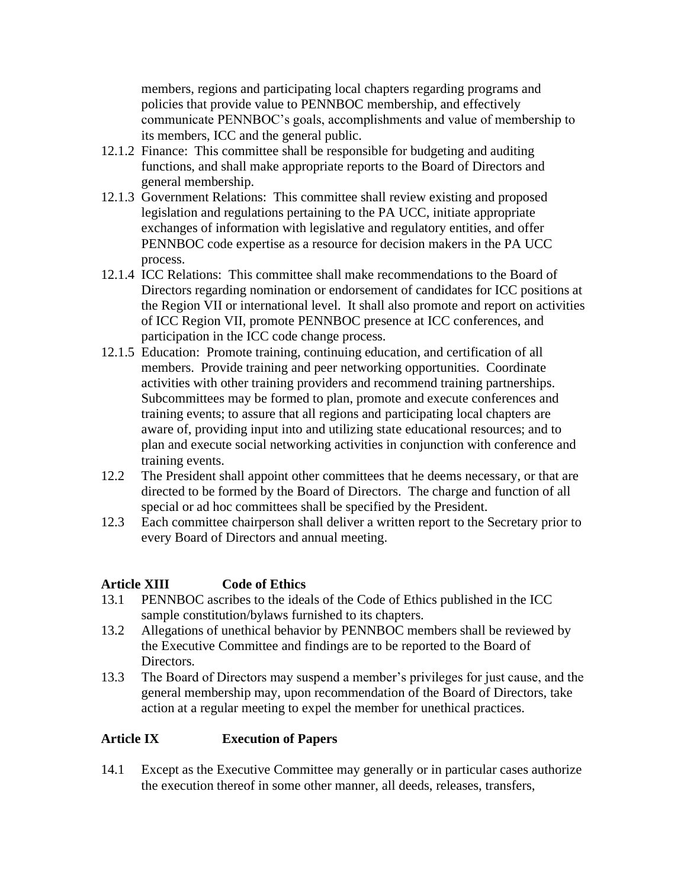members, regions and participating local chapters regarding programs and policies that provide value to PENNBOC membership, and effectively communicate PENNBOC's goals, accomplishments and value of membership to its members, ICC and the general public.

12.1.2 Finance: This committee shall be responsible for budgeting and auditing functions, and shall make appropriate reports to the Board of Directors and general membership.

12.1.3 Government Relations: This committee shall review existing and proposed legislation and regulations pertaining to the PA UCC, initiate appropriate exchanges of information with legislative and regulatory entities, and offer PENNBOC code expertise as a resource for decision makers in the PA UCC process.

12.1.4 ICC Relations: This committee shall make recommendations to the Board of Directors regarding nomination or endorsement of candidates for ICC positions at the Region VII or international level. It shall also promote and report on activities of ICC Region VII, promote PENNBOC presence at ICC conferences, and participation in the ICC code change process.

12.1.5 Education: Promote training, continuing education, and certification of all members. Provide training and peer networking opportunities. Coordinate activities with other training providers and recommend training partnerships. Subcommittees may be formed to plan, promote and execute conferences and training events; to assure that all regions and participating local chapters are aware of, providing input into and utilizing state educational resources; and to plan and execute social networking activities in conjunction with conference and training events.

12.2 The President shall appoint other committees that he deems necessary, or that are directed to be formed by the Board of Directors. The charge and function of all special or ad hoc committees shall be specified by the President.

12.3 Each committee chairperson shall deliver a written report to the Secretary prior to every Board of Directors and annual meeting.

## Article XIII Code of Ethics

13.1 PENNBOC ascribes to the ideals of the Code of Ethics published in the ICC sample constitution/bylaws furnished to its chapters.

13.2 Allegations of unethical behavior by PENNBOC members shall be reviewed by the Executive Committee and findings are to be reported to the Board of Directors.

13.3 The Board of Directors may suspend a member's privileges for just cause, and the general membership may, upon recommendation of the Board of Directors, take action at a regular meeting to expel the member for unethical practices.

## Article IX Execution of Papers

14.1 Except as the Executive Committee may generally or in particular cases authorize the execution thereof in some other manner, all deeds, releases, transfers,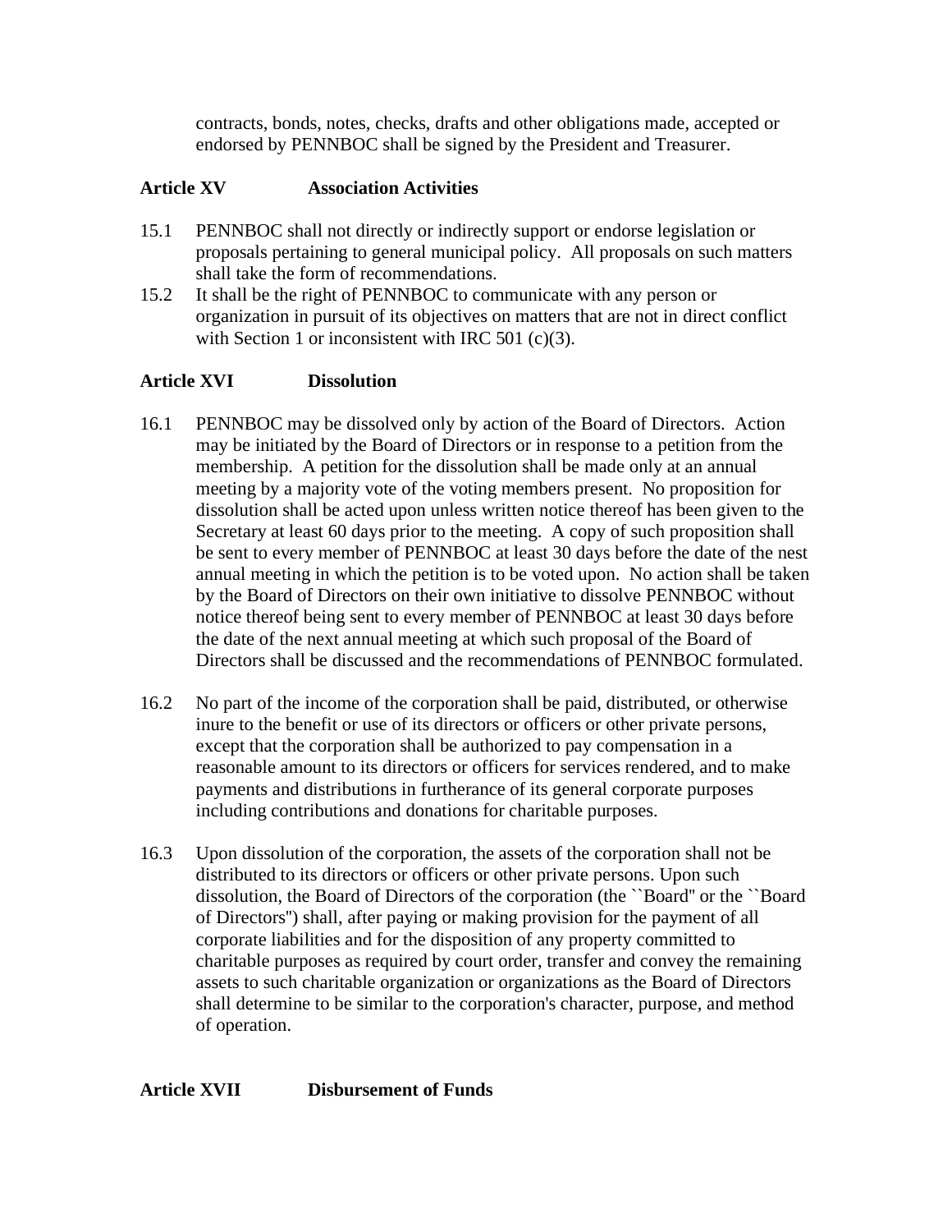contracts, bonds, notes, checks, drafts and other obligations made, accepted or endorsed by PENNBOC shall be signed by the President and Treasurer.

## Article XV Association Activities

15.1 PENNBOC shall not directly or indirectly support or endorse legislation or proposals pertaining to general municipal policy. All proposals on such matters shall take the form of recommendations.

15.2 It shall be the right of PENNBOC to communicate with any person or organization in pursuit of its objectives on matters that are not in direct conflict with Section 1 or inconsistent with IRC 501 (c)(3).

## Article XVI Dissolution

16.1 PENNBOC may be dissolved only by action of the Board of Directors. Action may be initiated by the Board of Directors or in response to a petition from the membership. A petition for the dissolution shall be made only at an annual meeting by a majority vote of the voting members present. No proposition for dissolution shall be acted upon unless written notice thereof has been given to the Secretary at least 60 days prior to the meeting. A copy of such proposition shall be sent to every member of PENNBOC at least 30 days before the date of the nest annual meeting in which the petition is to be voted upon. No action shall be taken by the Board of Directors on their own initiative to dissolve PENNBOC without notice thereof being sent to every member of PENNBOC at least 30 days before the date of the next annual meeting at which such proposal of the Board of Directors shall be discussed and the recommendations of PENNBOC formulated.

16.2 No part of the income of the corporation shall be paid, distributed, or otherwise inure to the benefit or use of its directors or officers or other private persons, except that the corporation shall be authorized to pay compensation in a reasonable amount to its directors or officers for services rendered, and to make payments and distributions in furtherance of its general corporate purposes including contributions and donations for charitable purposes.

16.3 Upon dissolution of the corporation, the assets of the corporation shall not be distributed to its directors or officers or other private persons. Upon such dissolution, the Board of Directors of the corporation (the ``Board'' or the ``Board of Directors'') shall, after paying or making provision for the payment of all corporate liabilities and for the disposition of any property committed to charitable purposes as required by court order, transfer and convey the remaining assets to such charitable organization or organizations as the Board of Directors shall determine to be similar to the corporation's character, purpose, and method of operation.

## Article XVII Disbursement of Funds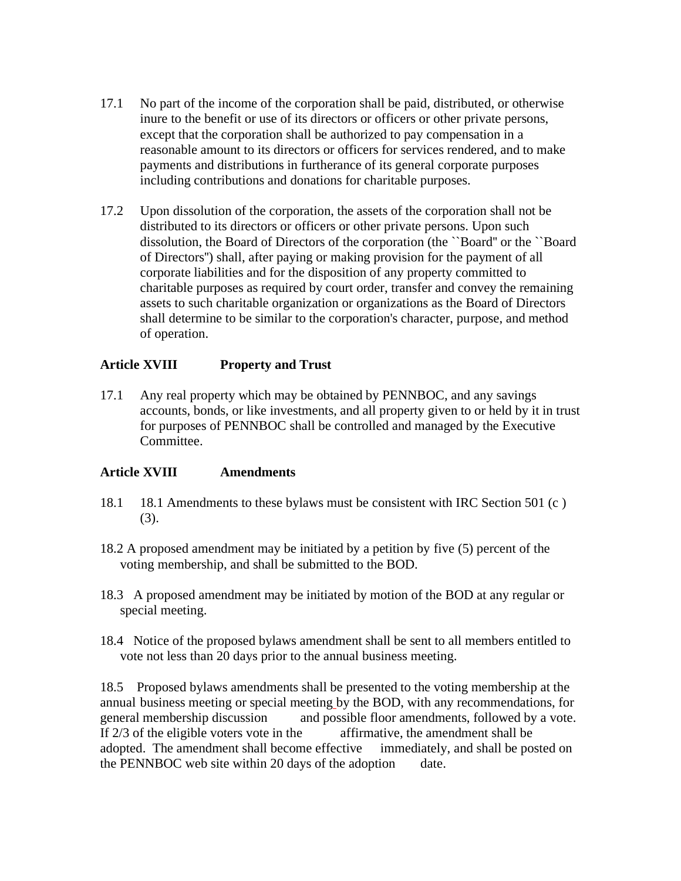17.1 No part of the income of the corporation shall be paid, distributed, or otherwise inure to the benefit or use of its directors or officers or other private persons, except that the corporation shall be authorized to pay compensation in a reasonable amount to its directors or officers for services rendered, and to make payments and distributions in furtherance of its general corporate purposes including contributions and donations for charitable purposes.

17.2 Upon dissolution of the corporation, the assets of the corporation shall not be distributed to its directors or officers or other private persons. Upon such dissolution, the Board of Directors of the corporation (the ``Board'' or the ``Board of Directors'') shall, after paying or making provision for the payment of all corporate liabilities and for the disposition of any property committed to charitable purposes as required by court order, transfer and convey the remaining assets to such charitable organization or organizations as the Board of Directors shall determine to be similar to the corporation's character, purpose, and method of operation.

**Article XVIII Property and Trust**

17.1 Any real property which may be obtained by PENNBOC, and any savings accounts, bonds, or like investments, and all property given to or held by it in trust for purposes of PENNBOC shall be controlled and managed by the Executive Committee.

**Article XVIII Amendments**

18.1 18.1 Amendments to these bylaws must be consistent with IRC Section 501 (c ) (3).

18.2 A proposed amendment may be initiated by a petition by five (5) percent of the voting membership, and shall be submitted to the BOD.

18.3 A proposed amendment may be initiated by motion of the BOD at any regular or special meeting.

18.4 Notice of the proposed bylaws amendment shall be sent to all members entitled to vote not less than 20 days prior to the annual business meeting.

18.5 Proposed bylaws amendments shall be presented to the voting membership at the annual business meeting or special meeting by the BOD, with any recommendations, for general membership discussion and possible floor amendments, followed by a vote. If 2/3 of the eligible voters vote in the affirmative, the amendment shall be adopted. The amendment shall become effective immediately, and shall be posted on the PENNBOC web site within 20 days of the adoption date.